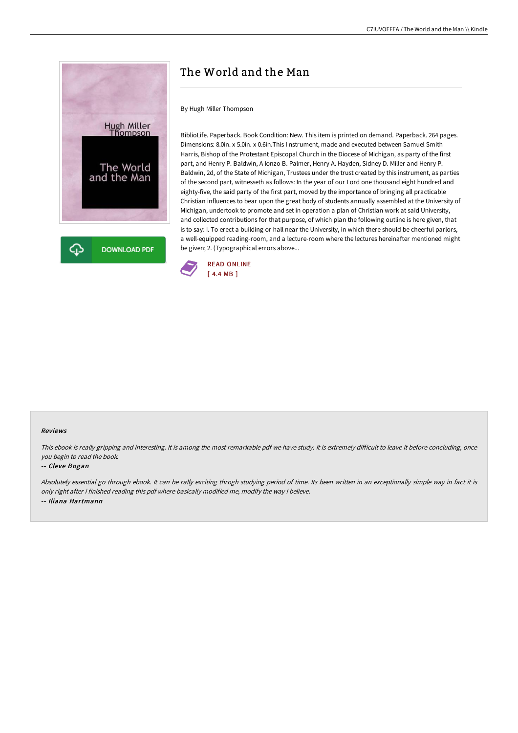# The World and the Man

By Hugh Miller Thompson

BiblioLife. Paperback. Book Condition: New. This item is printed on demand. Paperback. 264 pages. Dimensions: 8.0in. x 5.0in. x 0.6in.This I nstrument, made and executed between Samuel Smith Harris, Bishop of the Protestant Episcopal Church in the Diocese of Michigan, as party of the first part, and Henry P. Baldwin, A lonzo B. Palmer, Henry A. Hayden, Sidney D. Miller and Henry P. Baldwin, 2d, of the State of Michigan, Trustees under the trust created by this instrument, as parties of the second part, witnesseth as follows: In the year of our Lord one thousand eight hundred and eighty-five, the said party of the first part, moved by the importance of bringing all practicable Christian influences to bear upon the great body of students annually assembled at the University of Michigan, undertook to promote and set in operation a plan of Christian work at said University, and collected contributions for that purpose, of which plan the following outline is here given, that is to say: I. To erect a building or hall near the University, in which there should be cheerful parlors, a well-equipped reading-room, and a lecture-room where the lectures hereinafter mentioned might be given; 2. (Typographical errors above...

READ ONLINE
[ 4.4 MB ]

DOWNLOAD PDF

### Reviews

*This ebook is really gripping and interesting. It is among the most remarkable pdf we have study. It is extremely difficult to leave it before concluding, once you begin to read the book.*

-- *Cleve Bogan*

*Absolutely essential go through ebook. It can be rally exciting throgh studying period of time. Its been written in an exceptionally simple way in fact it is only right after i finished reading this pdf where basically modified me, modify the way i believe.*

-- *Iliana Hartmann*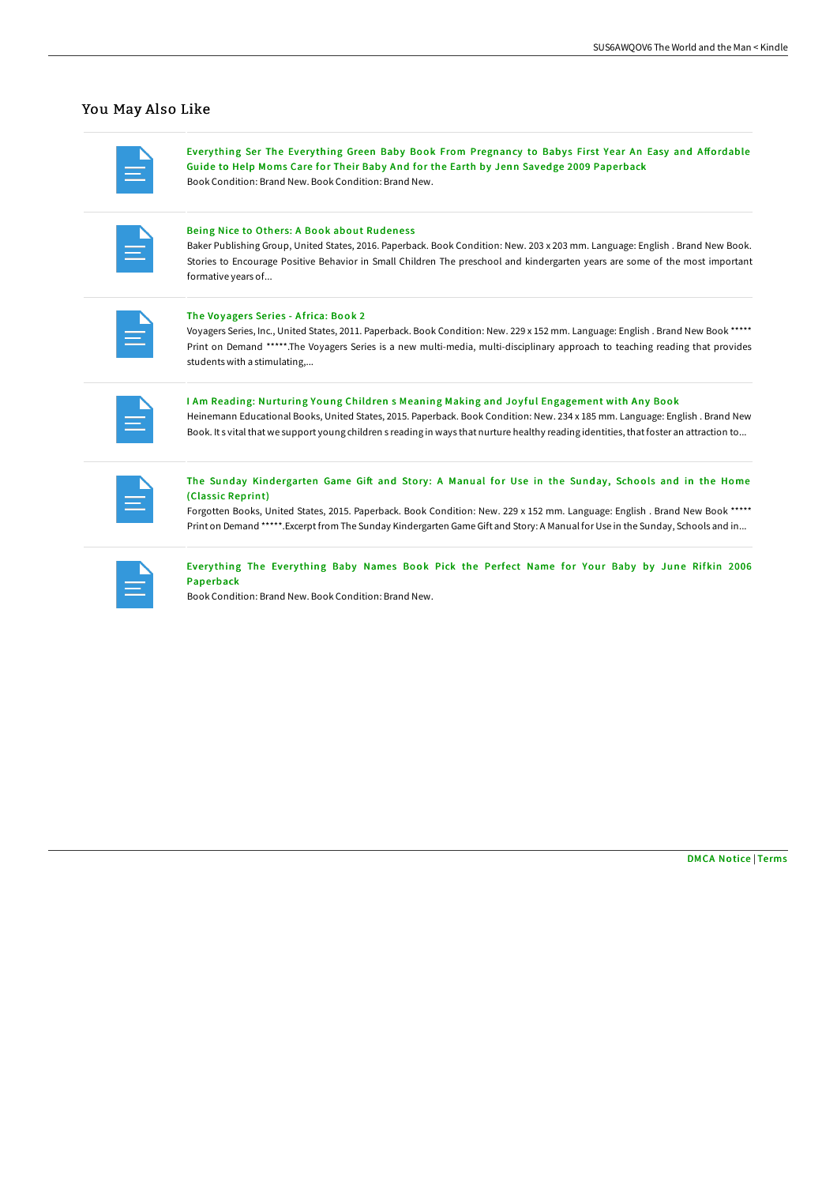## You May Also Like

**Everything Ser The Everything Green Baby Book From Pregnancy to Babys First Year An Easy and Affordable Guide to Help Moms Care for Their Baby And for the Earth by Jenn Savedge 2009 Paperback**

Book Condition: Brand New. Book Condition: Brand New.

**Being Nice to Others: A Book about Rudeness**

Baker Publishing Group, United States, 2016. Paperback. Book Condition: New. 203 x 203 mm. Language: English . Brand New Book. Stories to Encourage Positive Behavior in Small Children The preschool and kindergarten years are some of the most important formative years of...

**The Voyagers Series - Africa: Book 2**

Voyagers Series, Inc., United States, 2011. Paperback. Book Condition: New. 229 x 152 mm. Language: English . Brand New Book ***** Print on Demand *****.The Voyagers Series is a new multi-media, multi-disciplinary approach to teaching reading that provides students with a stimulating,...

**I Am Reading: Nurturing Young Children s Meaning Making and Joyful Engagement with Any Book**

Heinemann Educational Books, United States, 2015. Paperback. Book Condition: New. 234 x 185 mm. Language: English . Brand New Book. It s vital that we support young children s reading in ways that nurture healthy reading identities, that foster an attraction to...

**The Sunday Kindergarten Game Gift and Story: A Manual for Use in the Sunday, Schools and in the Home (Classic Reprint)**

Forgotten Books, United States, 2015. Paperback. Book Condition: New. 229 x 152 mm. Language: English . Brand New Book ***** Print on Demand *****.Excerpt from The Sunday Kindergarten Game Gift and Story: A Manual for Use in the Sunday, Schools and in...

**Everything The Everything Baby Names Book Pick the Perfect Name for Your Baby by June Rifkin 2006 Paperback**

Book Condition: Brand New. Book Condition: Brand New.